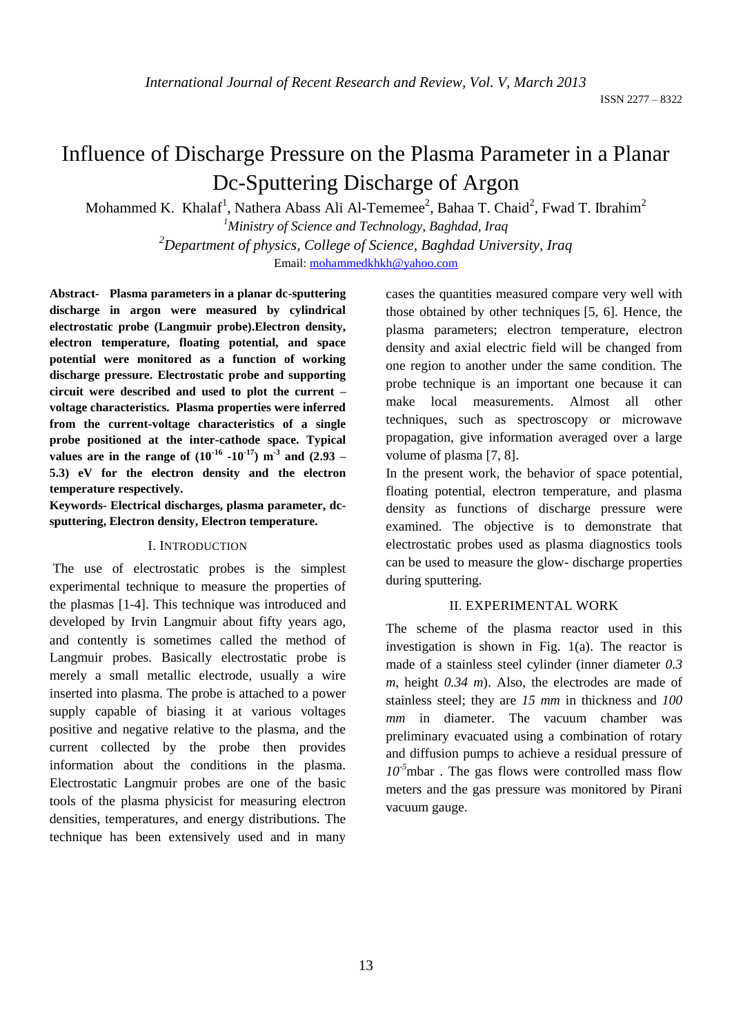# Influence of Discharge Pressure on the Plasma Parameter in a Planar Dc-Sputtering Discharge of Argon

Mohammed K. Khalaf[1], Nathera Abass Ali Al-Tememee[2], Bahaa T. Chaid[2], Fwad T. Ibrahim[2]

[1]*Ministry of Science and Technology, Baghdad, Iraq*

[2]*Department of physics, College of Science, Baghdad University, Iraq*

Email: mohammedkhkh@yahoo.com

**Abstract- Plasma parameters in a planar dc-sputtering discharge in argon were measured by cylindrical electrostatic probe (Langmuir probe).Electron density, electron temperature, floating potential, and space potential were monitored as a function of working discharge pressure. Electrostatic probe and supporting circuit were described and used to plot the current – voltage characteristics. Plasma properties were inferred from the current-voltage characteristics of a single probe positioned at the inter-cathode space. Typical values are in the range of ($10^{-16}$ -$10^{-17}$) $m^{-3}$ and (2.93 – 5.3) eV for the electron density and the electron temperature respectively.**

**Keywords- Electrical discharges, plasma parameter, dc-sputtering, Electron density, Electron temperature.**

## I. Introduction

The use of electrostatic probes is the simplest experimental technique to measure the properties of the plasmas [1-4]. This technique was introduced and developed by Irvin Langmuir about fifty years ago, and contently is sometimes called the method of Langmuir probes. Basically electrostatic probe is merely a small metallic electrode, usually a wire inserted into plasma. The probe is attached to a power supply capable of biasing it at various voltages positive and negative relative to the plasma, and the current collected by the probe then provides information about the conditions in the plasma. Electrostatic Langmuir probes are one of the basic tools of the plasma physicist for measuring electron densities, temperatures, and energy distributions. The technique has been extensively used and in many cases the quantities measured compare very well with those obtained by other techniques [5, 6]. Hence, the plasma parameters; electron temperature, electron density and axial electric field will be changed from one region to another under the same condition. The probe technique is an important one because it can make local measurements. Almost all other techniques, such as spectroscopy or microwave propagation, give information averaged over a large volume of plasma [7, 8].

In the present work, the behavior of space potential, floating potential, electron temperature, and plasma density as functions of discharge pressure were examined. The objective is to demonstrate that electrostatic probes used as plasma diagnostics tools can be used to measure the glow- discharge properties during sputtering.

## II. Experimental Work

The scheme of the plasma reactor used in this investigation is shown in Fig. 1(a). The reactor is made of a stainless steel cylinder (inner diameter *0.3 m*, height *0.34 m*). Also, the electrodes are made of stainless steel; they are *15 mm* in thickness and *100 mm* in diameter. The vacuum chamber was preliminary evacuated using a combination of rotary and diffusion pumps to achieve a residual pressure of $10^{-5}$mbar . The gas flows were controlled mass flow meters and the gas pressure was monitored by Pirani vacuum gauge.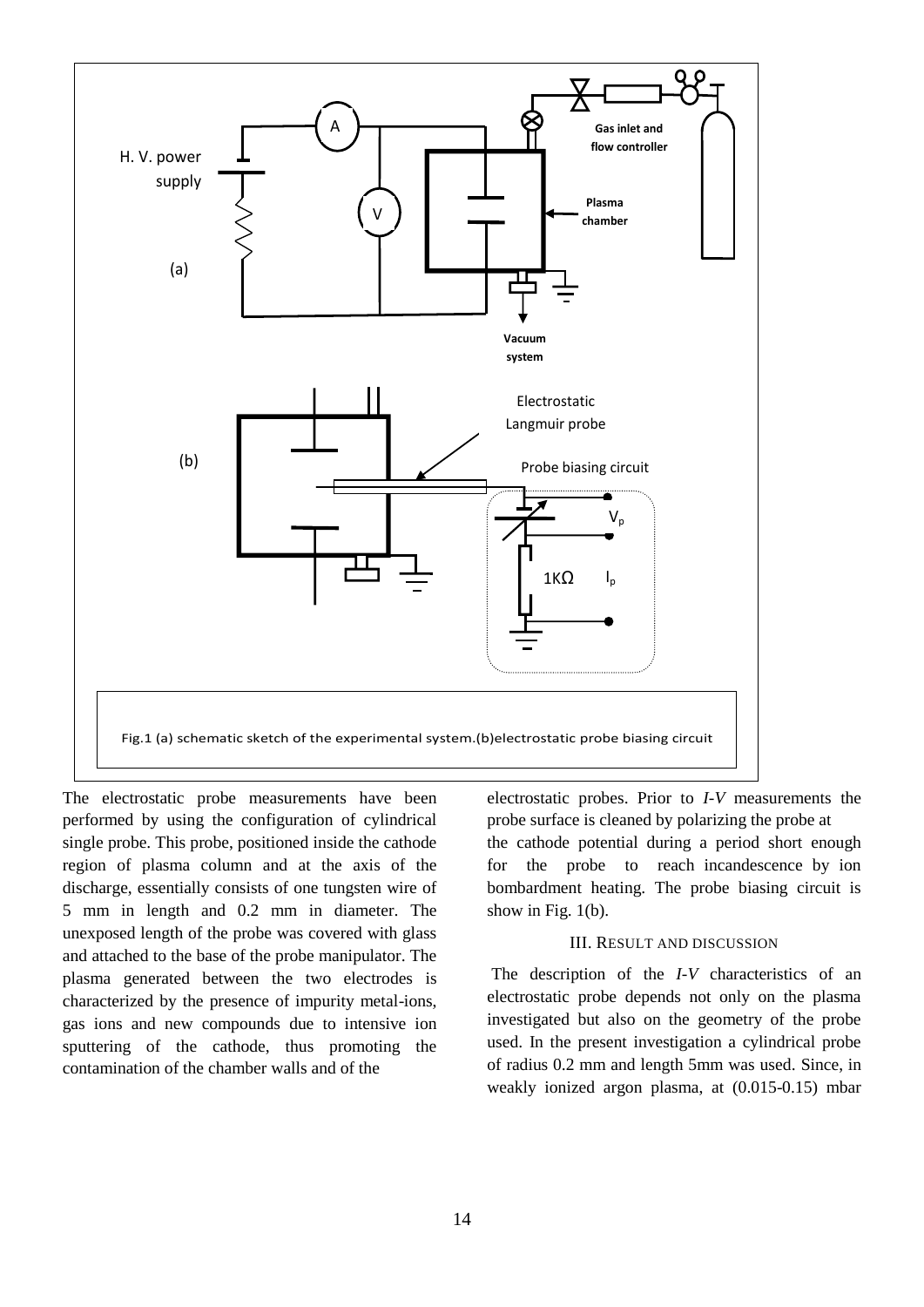Fig.1 (a) schematic sketch of the experimental system.(b)electrostatic probe biasing circuit

The electrostatic probe measurements have been performed by using the configuration of cylindrical single probe. This probe, positioned inside the cathode region of plasma column and at the axis of the discharge, essentially consists of one tungsten wire of 5 mm in length and 0.2 mm in diameter. The unexposed length of the probe was covered with glass and attached to the base of the probe manipulator. The plasma generated between the two electrodes is characterized by the presence of impurity metal-ions, gas ions and new compounds due to intensive ion sputtering of the cathode, thus promoting the contamination of the chamber walls and of the electrostatic probes. Prior to *I-V* measurements the probe surface is cleaned by polarizing the probe at the cathode potential during a period short enough for the probe to reach incandescence by ion bombardment heating. The probe biasing circuit is show in Fig. 1(b).

## III. Result and Discussion

The description of the *I-V* characteristics of an electrostatic probe depends not only on the plasma investigated but also on the geometry of the probe used. In the present investigation a cylindrical probe of radius 0.2 mm and length 5mm was used. Since, in weakly ionized argon plasma, at (0.015-0.15) mbar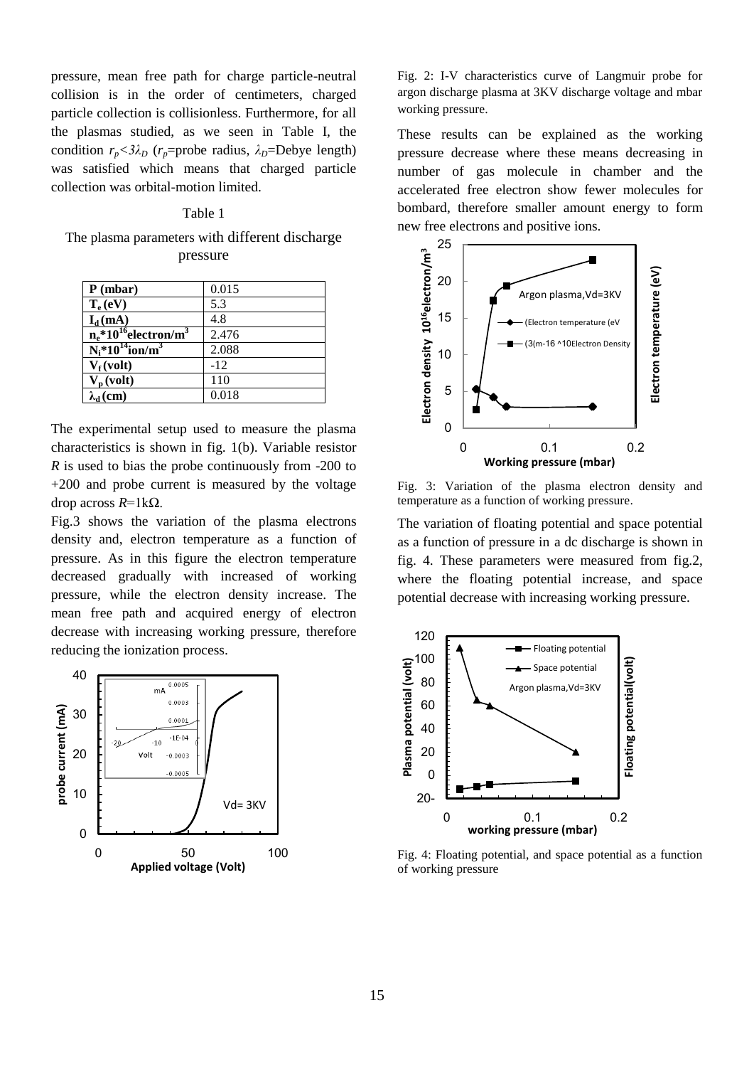pressure, mean free path for charge particle-neutral collision is in the order of centimeters, charged particle collection is collisionless. Furthermore, for all the plasmas studied, as we seen in Table I, the condition $r_p<3\lambda_D$ ($r_p$=probe radius, $\lambda_D$=Debye length) was satisfied which means that charged particle collection was orbital-motion limited.

Table 1

The plasma parameters with different discharge pressure

| **P (mbar)** | 0.015 |
|---|---|
| **$T_e$ (eV)** | 5.3 |
| **$I_d$ (mA)** | 4.8 |
| **$n_e$*$10^{16}$electron/m$^3$** | 2.476 |
| **$N_i$*$10^{14}$ion/m$^3$** | 2.088 |
| **$V_f$ (volt)** | -12 |
| **$V_p$ (volt)** | 110 |
| **$\lambda_d$ (cm)** | 0.018 |

The experimental setup used to measure the plasma characteristics is shown in fig. 1(b). Variable resistor *R* is used to bias the probe continuously from -200 to +200 and probe current is measured by the voltage drop across *R*=1kΩ.

Fig.3 shows the variation of the plasma electrons density and, electron temperature as a function of pressure. As in this figure the electron temperature decreased gradually with increased of working pressure, while the electron density increase. The mean free path and acquired energy of electron decrease with increasing working pressure, therefore reducing the ionization process.

Fig. 2: I-V characteristics curve of Langmuir probe for argon discharge plasma at 3KV discharge voltage and mbar working pressure.

These results can be explained as the working pressure decrease where these means decreasing in number of gas molecule in chamber and the accelerated free electron show fewer molecules for bombard, therefore smaller amount energy to form new free electrons and positive ions.

Fig. 3: Variation of the plasma electron density and temperature as a function of working pressure.

The variation of floating potential and space potential as a function of pressure in a dc discharge is shown in fig. 4. These parameters were measured from fig.2, where the floating potential increase, and space potential decrease with increasing working pressure.

Fig. 4: Floating potential, and space potential as a function of working pressure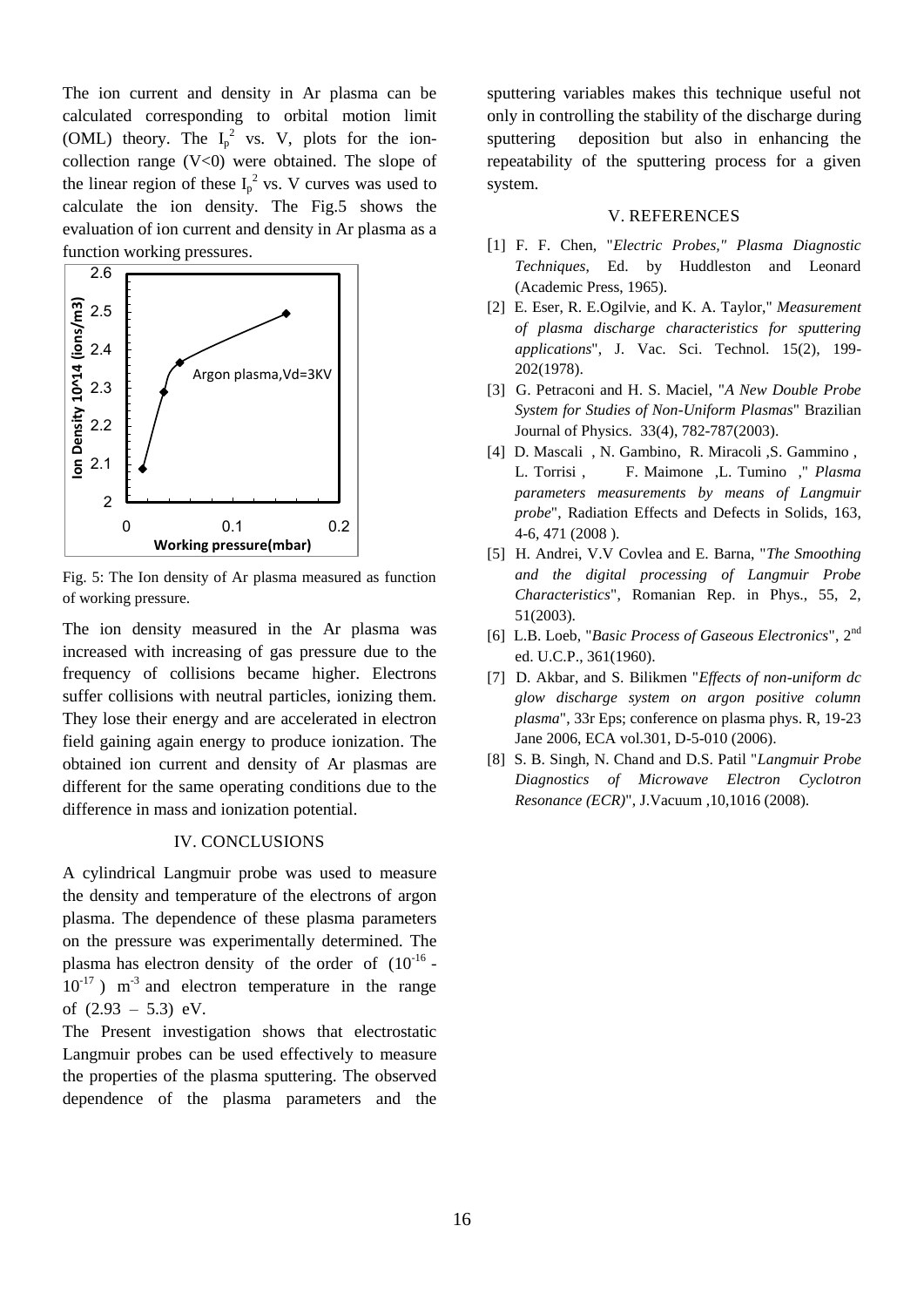The ion current and density in Ar plasma can be calculated corresponding to orbital motion limit (OML) theory. The $I_p^2$ vs. V, plots for the ion-collection range (V<0) were obtained. The slope of the linear region of these $I_p^2$ vs. V curves was used to calculate the ion density. The Fig.5 shows the evaluation of ion current and density in Ar plasma as a function working pressures.

Ion Density 10^14 (ions/m3)
2.6
2.5
2.4
2.3
2.2
2.1
2
Argon plasma,Vd=3KV
0
0.1
0.2
Working pressure(mbar)

Fig. 5: The Ion density of Ar plasma measured as function of working pressure.

The ion density measured in the Ar plasma was increased with increasing of gas pressure due to the frequency of collisions became higher. Electrons suffer collisions with neutral particles, ionizing them. They lose their energy and are accelerated in electron field gaining again energy to produce ionization. The obtained ion current and density of Ar plasmas are different for the same operating conditions due to the difference in mass and ionization potential.

## IV. CONCLUSIONS

A cylindrical Langmuir probe was used to measure the density and temperature of the electrons of argon plasma. The dependence of these plasma parameters on the pressure was experimentally determined. The plasma has electron density of the order of ($10^{-16}$ - $10^{-17}$) $m^{-3}$ and electron temperature in the range of (2.93 – 5.3) eV.

The Present investigation shows that electrostatic Langmuir probes can be used effectively to measure the properties of the plasma sputtering. The observed dependence of the plasma parameters and the sputtering variables makes this technique useful not only in controlling the stability of the discharge during sputtering deposition but also in enhancing the repeatability of the sputtering process for a given system.

## V. REFERENCES

[1] F. F. Chen, "*Electric Probes," Plasma Diagnostic Techniques*, Ed. by Huddleston and Leonard (Academic Press, 1965).

[2] E. Eser, R. E.Ogilvie, and K. A. Taylor," *Measurement of plasma discharge characteristics for sputtering applications*", J. Vac. Sci. Technol. 15(2), 199-202(1978).

[3] G. Petraconi and H. S. Maciel, "*A New Double Probe System for Studies of Non-Uniform Plasmas*" Brazilian Journal of Physics. 33(4), 782-787(2003).

[4] D. Mascali , N. Gambino, R. Miracoli ,S. Gammino , L. Torrisi , F. Maimone ,L. Tumino ," *Plasma parameters measurements by means of Langmuir probe*", Radiation Effects and Defects in Solids, 163, 4-6, 471 (2008 ).

[5] H. Andrei, V.V Covlea and E. Barna, "*The Smoothing and the digital processing of Langmuir Probe Characteristics*", Romanian Rep. in Phys., 55, 2, 51(2003).

[6] L.B. Loeb, "*Basic Process of Gaseous Electronics*", 2nd ed. U.C.P., 361(1960).

[7] D. Akbar, and S. Bilikmen "*Effects of non-uniform dc glow discharge system on argon positive column plasma*", 33r Eps; conference on plasma phys. R, 19-23 Jane 2006, ECA vol.301, D-5-010 (2006).

[8] S. B. Singh, N. Chand and D.S. Patil "*Langmuir Probe Diagnostics of Microwave Electron Cyclotron Resonance (ECR)*", J.Vacuum ,10,1016 (2008).